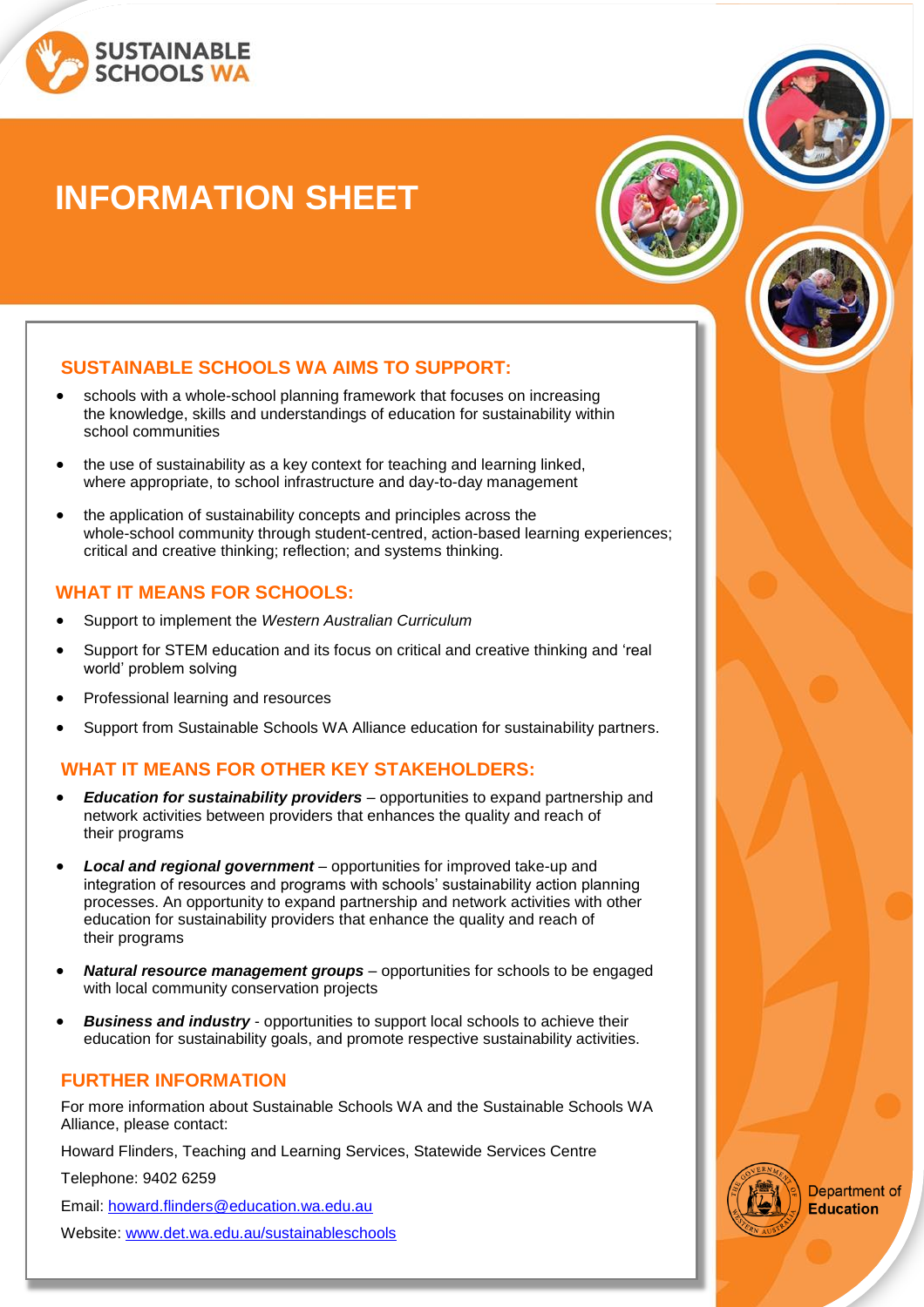SUSTAINABLE SCHOOLS WA

# INFORMATION SHEET

## SUSTAINABLE SCHOOLS WA AIMS TO SUPPORT:

- schools with a whole-school planning framework that focuses on increasing the knowledge, skills and understandings of education for sustainability within school communities
- the use of sustainability as a key context for teaching and learning linked, where appropriate, to school infrastructure and day-to-day management
- the application of sustainability concepts and principles across the whole-school community through student-centred, action-based learning experiences; critical and creative thinking; reflection; and systems thinking.

## WHAT IT MEANS FOR SCHOOLS:

- Support to implement the *Western Australian Curriculum*
- Support for STEM education and its focus on critical and creative thinking and 'real world' problem solving
- Professional learning and resources
- Support from Sustainable Schools WA Alliance education for sustainability partners.

## WHAT IT MEANS FOR OTHER KEY STAKEHOLDERS:

- ***Education for sustainability providers*** – opportunities to expand partnership and network activities between providers that enhances the quality and reach of their programs
- ***Local and regional government*** – opportunities for improved take-up and integration of resources and programs with schools' sustainability action planning processes. An opportunity to expand partnership and network activities with other education for sustainability providers that enhance the quality and reach of their programs
- ***Natural resource management groups*** – opportunities for schools to be engaged with local community conservation projects
- ***Business and industry*** - opportunities to support local schools to achieve their education for sustainability goals, and promote respective sustainability activities.

## FURTHER INFORMATION

For more information about Sustainable Schools WA and the Sustainable Schools WA Alliance, please contact:

Howard Flinders, Teaching and Learning Services, Statewide Services Centre

Telephone: 9402 6259

Email: howard.flinders@education.wa.edu.au

Website: www.det.wa.edu.au/sustainableschools

Department of Education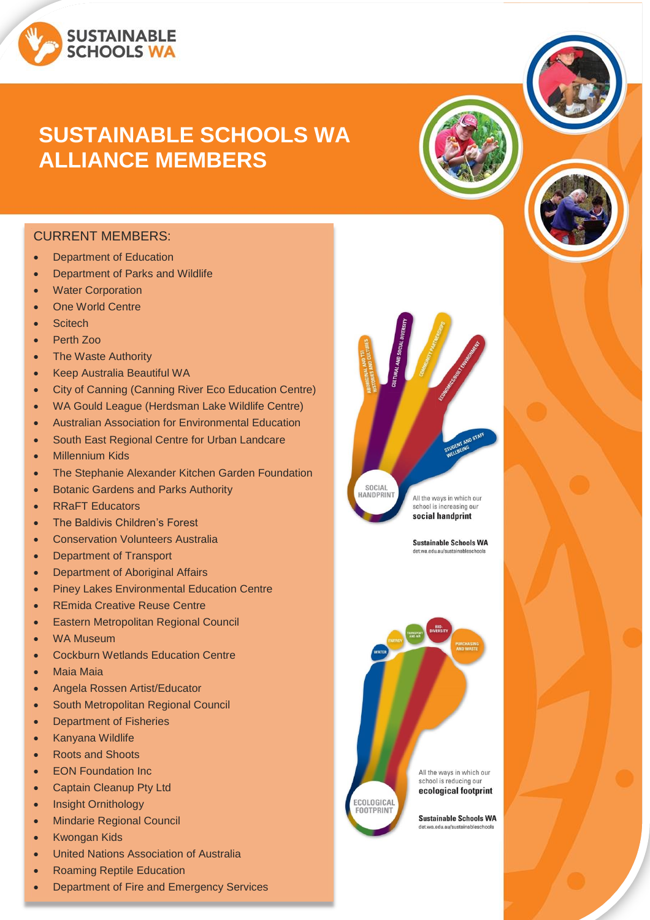# SUSTAINABLE SCHOOLS WA ALLIANCE MEMBERS

CURRENT MEMBERS:

- Department of Education
- Department of Parks and Wildlife
- Water Corporation
- One World Centre
- Scitech
- Perth Zoo
- The Waste Authority
- Keep Australia Beautiful WA
- City of Canning (Canning River Eco Education Centre)
- WA Gould League (Herdsman Lake Wildlife Centre)
- Australian Association for Environmental Education
- South East Regional Centre for Urban Landcare
- Millennium Kids
- The Stephanie Alexander Kitchen Garden Foundation
- Botanic Gardens and Parks Authority
- RRaFT Educators
- The Baldivis Children's Forest
- Conservation Volunteers Australia
- Department of Transport
- Department of Aboriginal Affairs
- Piney Lakes Environmental Education Centre
- REmida Creative Reuse Centre
- Eastern Metropolitan Regional Council
- WA Museum
- Cockburn Wetlands Education Centre
- Maia Maia
- Angela Rossen Artist/Educator
- South Metropolitan Regional Council
- Department of Fisheries
- Kanyana Wildlife
- Roots and Shoots
- EON Foundation Inc
- Captain Cleanup Pty Ltd
- Insight Ornithology
- Mindarie Regional Council
- Kwongan Kids
- United Nations Association of Australia
- Roaming Reptile Education
- Department of Fire and Emergency Services

ABORIGINAL AND TSI HISTORIES AND CULTURES
CULTURAL AND SOCIAL DIVERSITY
COMMUNITY PARTNERSHIPS
ECONOMICS/BUILT ENVIRONMENT
STUDENT AND STAFF WELLBEING
SOCIAL HANDPRINT

All the ways in which our school is increasing our **social handprint**

**Sustainable Schools WA**
det.wa.edu.au/sustainableschools

WATER
ENERGY
TRANSPORT AND AIR
BIO-DIVERSITY
PURCHASING AND WASTE
ECOLOGICAL FOOTPRINT

All the ways in which our school is reducing our **ecological footprint**

**Sustainable Schools WA**
det.wa.edu.au/sustainableschools